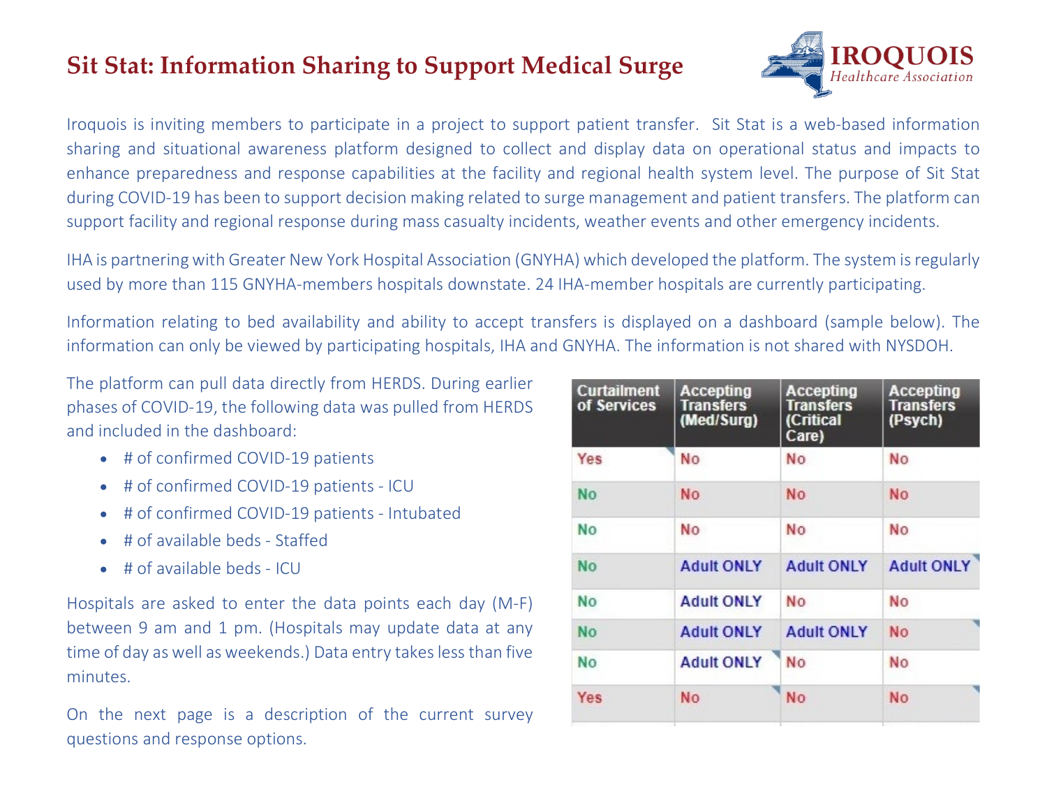# Sit Stat: Information Sharing to Support Medical Surge

Iroquois is inviting members to participate in a project to support patient transfer. Sit Stat is a web-based information sharing and situational awareness platform designed to collect and display data on operational status and impacts to enhance preparedness and response capabilities at the facility and regional health system level. The purpose of Sit Stat during COVID-19 has been to support decision making related to surge management and patient transfers. The platform can support facility and regional response during mass casualty incidents, weather events and other emergency incidents.

IHA is partnering with Greater New York Hospital Association (GNYHA) which developed the platform. The system is regularly used by more than 115 GNYHA-members hospitals downstate. 24 IHA-member hospitals are currently participating.

Information relating to bed availability and ability to accept transfers is displayed on a dashboard (sample below). The information can only be viewed by participating hospitals, IHA and GNYHA. The information is not shared with NYSDOH.

The platform can pull data directly from HERDS. During earlier phases of COVID-19, the following data was pulled from HERDS and included in the dashboard:

- # of confirmed COVID-19 patients
- # of confirmed COVID-19 patients - ICU
- # of confirmed COVID-19 patients - Intubated
- # of available beds - Staffed
- # of available beds - ICU

Hospitals are asked to enter the data points each day (M-F) between 9 am and 1 pm. (Hospitals may update data at any time of day as well as weekends.) Data entry takes less than five minutes.

On the next page is a description of the current survey questions and response options.

| Curtailment of Services | Accepting Transfers (Med/Surg) | Accepting Transfers (Critical Care) | Accepting Transfers (Psych) |
|---|---|---|---|
| Yes | No | No | No |
| No | No | No | No |
| No | No | No | No |
| No | Adult ONLY | Adult ONLY | Adult ONLY |
| No | Adult ONLY | No | No |
| No | Adult ONLY | Adult ONLY | No |
| No | Adult ONLY | No | No |
| Yes | No | No | No |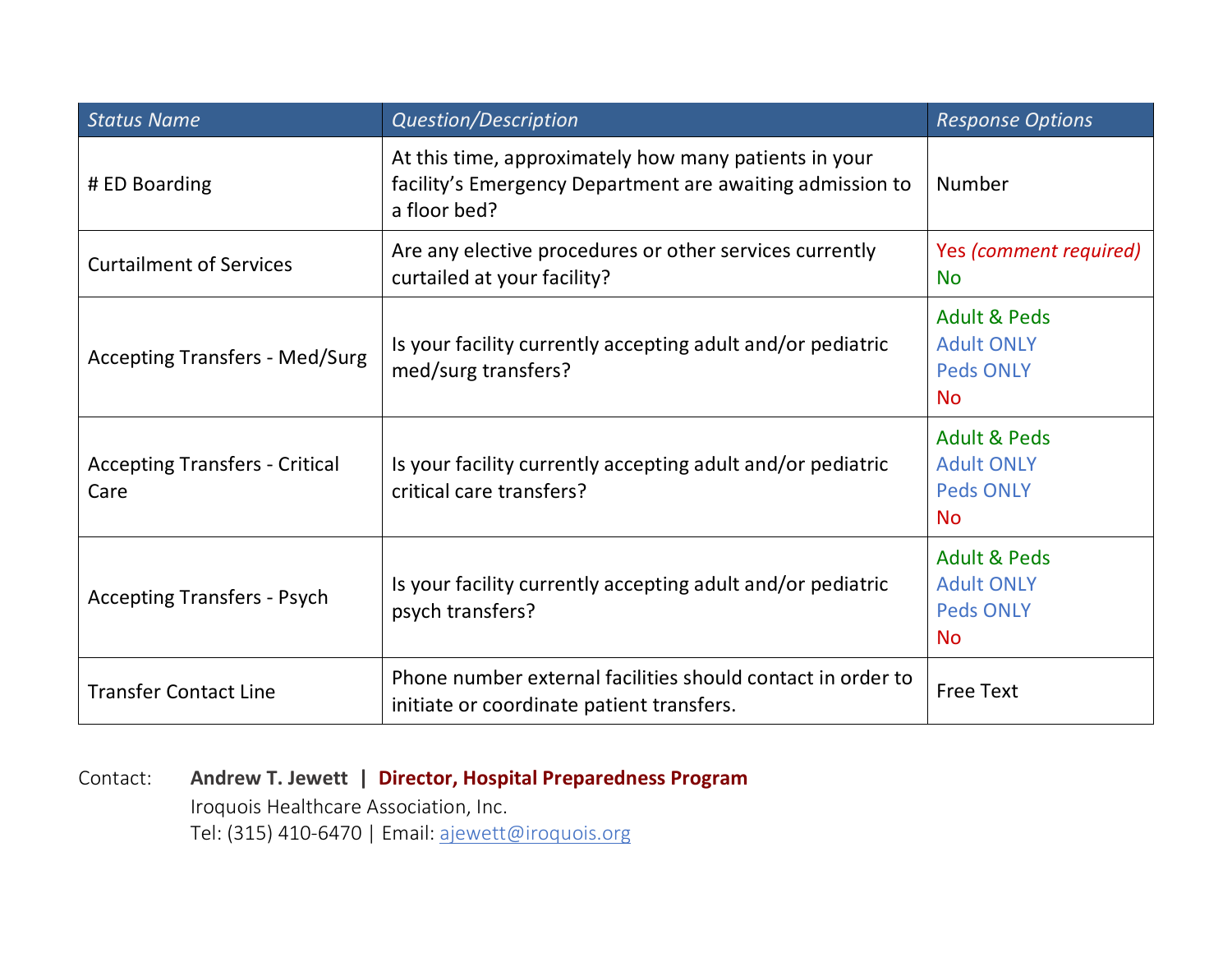| *Status Name* | *Question/Description* | *Response Options* |
|---|---|---|
| # ED Boarding | At this time, approximately how many patients in your facility's Emergency Department are awaiting admission to a floor bed? | Number |
| Curtailment of Services | Are any elective procedures or other services currently curtailed at your facility? | Yes *(comment required)*<br>No |
| Accepting Transfers - Med/Surg | Is your facility currently accepting adult and/or pediatric med/surg transfers? | Adult & Peds<br>Adult ONLY<br>Peds ONLY<br>No |
| Accepting Transfers - Critical Care | Is your facility currently accepting adult and/or pediatric critical care transfers? | Adult & Peds<br>Adult ONLY<br>Peds ONLY<br>No |
| Accepting Transfers - Psych | Is your facility currently accepting adult and/or pediatric psych transfers? | Adult & Peds<br>Adult ONLY<br>Peds ONLY<br>No |
| Transfer Contact Line | Phone number external facilities should contact in order to initiate or coordinate patient transfers. | Free Text |

Contact: **Andrew T. Jewett | Director, Hospital Preparedness Program**
Iroquois Healthcare Association, Inc.
Tel: (315) 410-6470 | Email: ajewett@iroquois.org